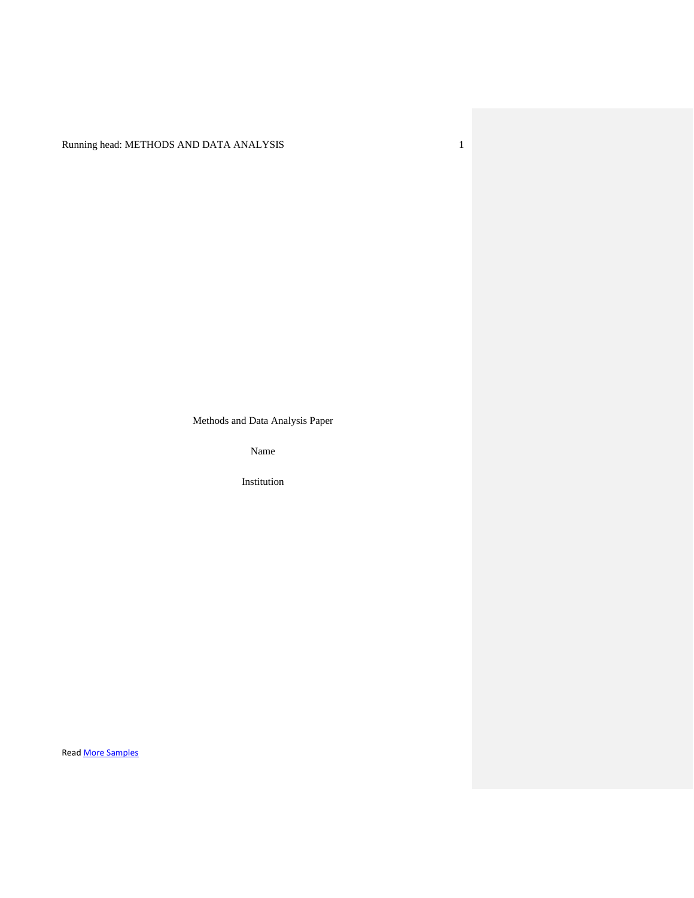Methods and Data Analysis Paper

Name

Institution

Read More Samples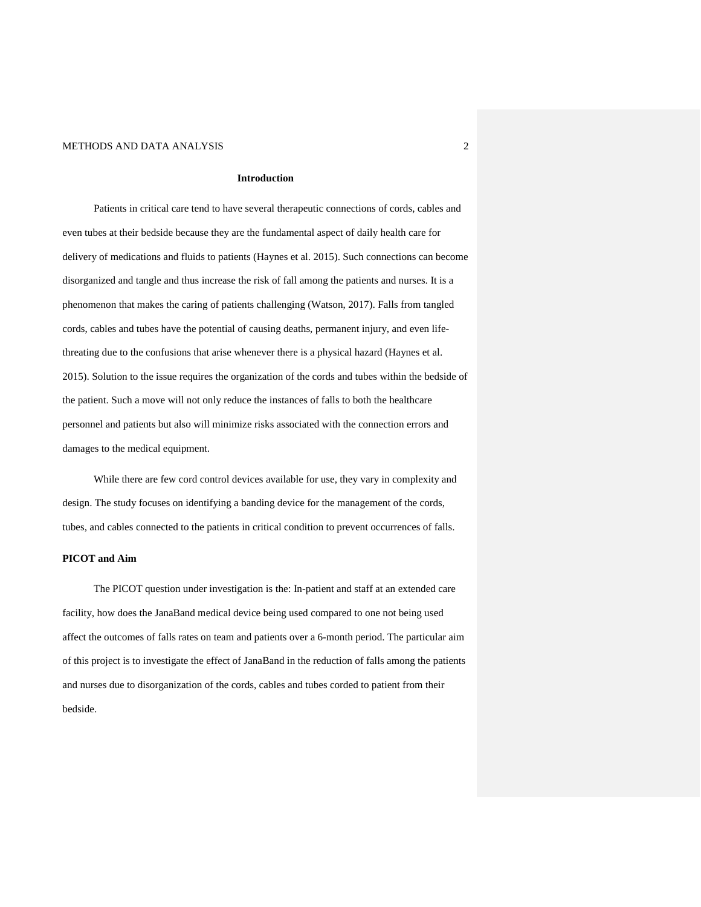## Introduction

Patients in critical care tend to have several therapeutic connections of cords, cables and even tubes at their bedside because they are the fundamental aspect of daily health care for delivery of medications and fluids to patients (Haynes et al. 2015). Such connections can become disorganized and tangle and thus increase the risk of fall among the patients and nurses. It is a phenomenon that makes the caring of patients challenging (Watson, 2017). Falls from tangled cords, cables and tubes have the potential of causing deaths, permanent injury, and even life-threating due to the confusions that arise whenever there is a physical hazard (Haynes et al. 2015). Solution to the issue requires the organization of the cords and tubes within the bedside of the patient. Such a move will not only reduce the instances of falls to both the healthcare personnel and patients but also will minimize risks associated with the connection errors and damages to the medical equipment.

While there are few cord control devices available for use, they vary in complexity and design. The study focuses on identifying a banding device for the management of the cords, tubes, and cables connected to the patients in critical condition to prevent occurrences of falls.

### PICOT and Aim

The PICOT question under investigation is the: In-patient and staff at an extended care facility, how does the JanaBand medical device being used compared to one not being used affect the outcomes of falls rates on team and patients over a 6-month period. The particular aim of this project is to investigate the effect of JanaBand in the reduction of falls among the patients and nurses due to disorganization of the cords, cables and tubes corded to patient from their bedside.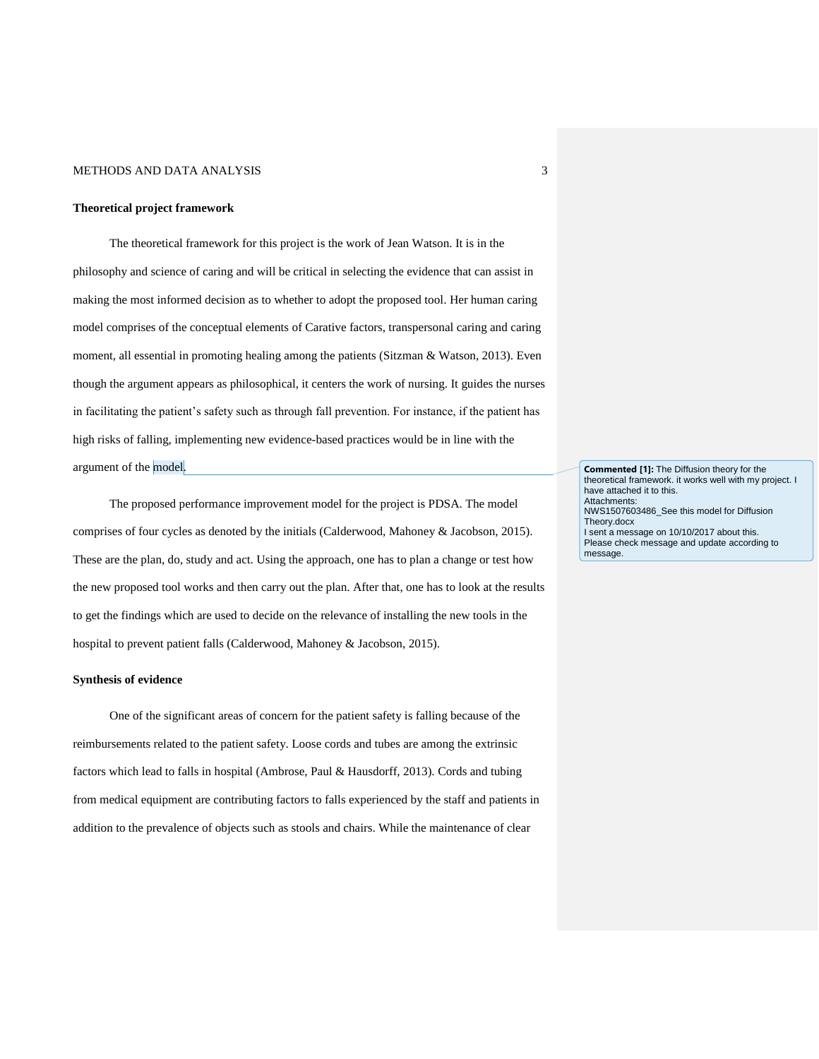**Theoretical project framework**

The theoretical framework for this project is the work of Jean Watson. It is in the philosophy and science of caring and will be critical in selecting the evidence that can assist in making the most informed decision as to whether to adopt the proposed tool. Her human caring model comprises of the conceptual elements of Carative factors, transpersonal caring and caring moment, all essential in promoting healing among the patients (Sitzman & Watson, 2013). Even though the argument appears as philosophical, it centers the work of nursing. It guides the nurses in facilitating the patient's safety such as through fall prevention. For instance, if the patient has high risks of falling, implementing new evidence-based practices would be in line with the argument of the model.

**Commented [1]:** The Diffusion theory for the theoretical framework. it works well with my project. I have attached it to this.
Attachments:
NWS1507603486_See this model for Diffusion Theory.docx
I sent a message on 10/10/2017 about this.
Please check message and update according to message.

The proposed performance improvement model for the project is PDSA. The model comprises of four cycles as denoted by the initials (Calderwood, Mahoney & Jacobson, 2015). These are the plan, do, study and act. Using the approach, one has to plan a change or test how the new proposed tool works and then carry out the plan. After that, one has to look at the results to get the findings which are used to decide on the relevance of installing the new tools in the hospital to prevent patient falls (Calderwood, Mahoney & Jacobson, 2015).

**Synthesis of evidence**

One of the significant areas of concern for the patient safety is falling because of the reimbursements related to the patient safety. Loose cords and tubes are among the extrinsic factors which lead to falls in hospital (Ambrose, Paul & Hausdorff, 2013). Cords and tubing from medical equipment are contributing factors to falls experienced by the staff and patients in addition to the prevalence of objects such as stools and chairs. While the maintenance of clear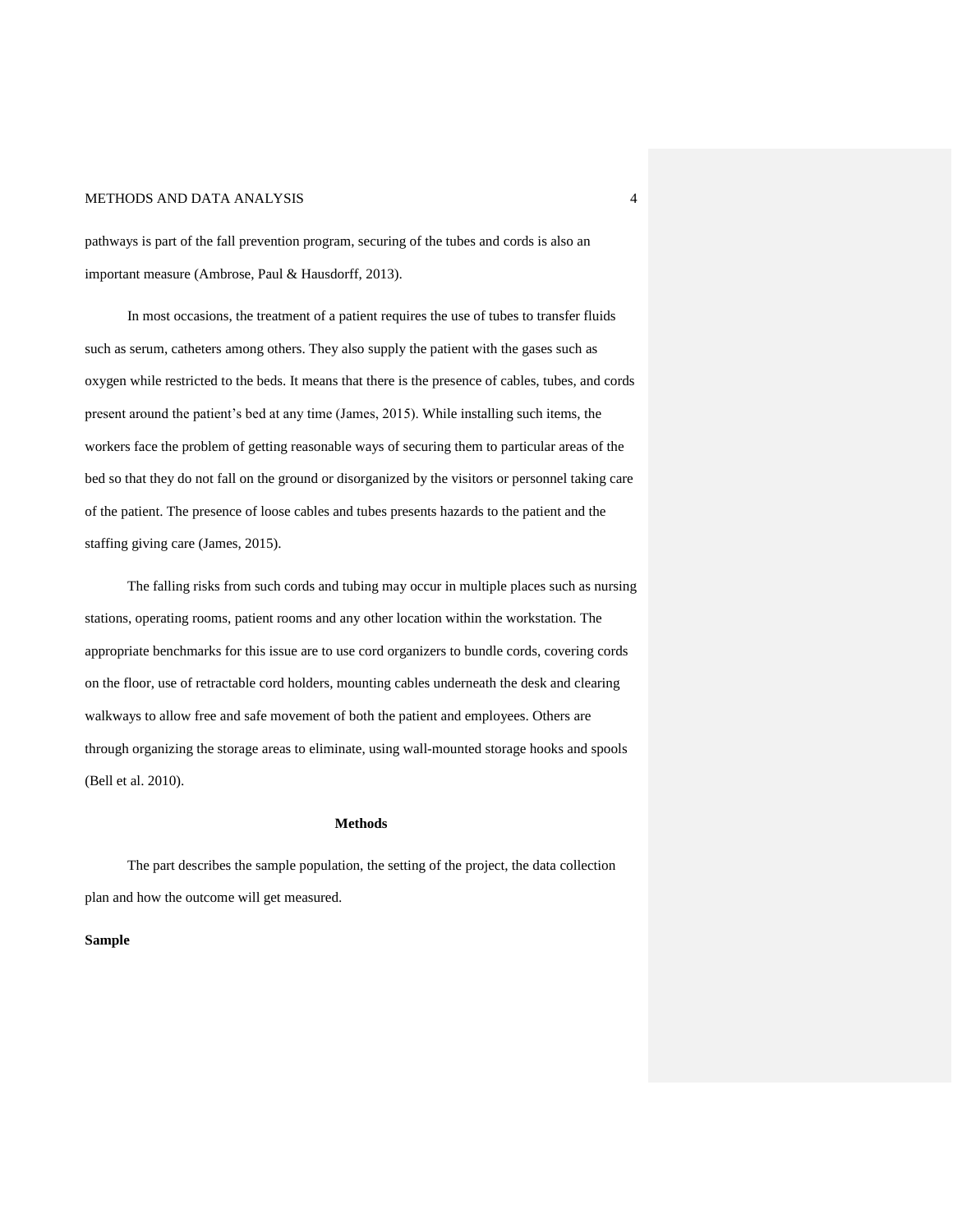pathways is part of the fall prevention program, securing of the tubes and cords is also an important measure (Ambrose, Paul & Hausdorff, 2013).

In most occasions, the treatment of a patient requires the use of tubes to transfer fluids such as serum, catheters among others. They also supply the patient with the gases such as oxygen while restricted to the beds. It means that there is the presence of cables, tubes, and cords present around the patient's bed at any time (James, 2015). While installing such items, the workers face the problem of getting reasonable ways of securing them to particular areas of the bed so that they do not fall on the ground or disorganized by the visitors or personnel taking care of the patient. The presence of loose cables and tubes presents hazards to the patient and the staffing giving care (James, 2015).

The falling risks from such cords and tubing may occur in multiple places such as nursing stations, operating rooms, patient rooms and any other location within the workstation. The appropriate benchmarks for this issue are to use cord organizers to bundle cords, covering cords on the floor, use of retractable cord holders, mounting cables underneath the desk and clearing walkways to allow free and safe movement of both the patient and employees. Others are through organizing the storage areas to eliminate, using wall-mounted storage hooks and spools (Bell et al. 2010).

## Methods

The part describes the sample population, the setting of the project, the data collection plan and how the outcome will get measured.

### Sample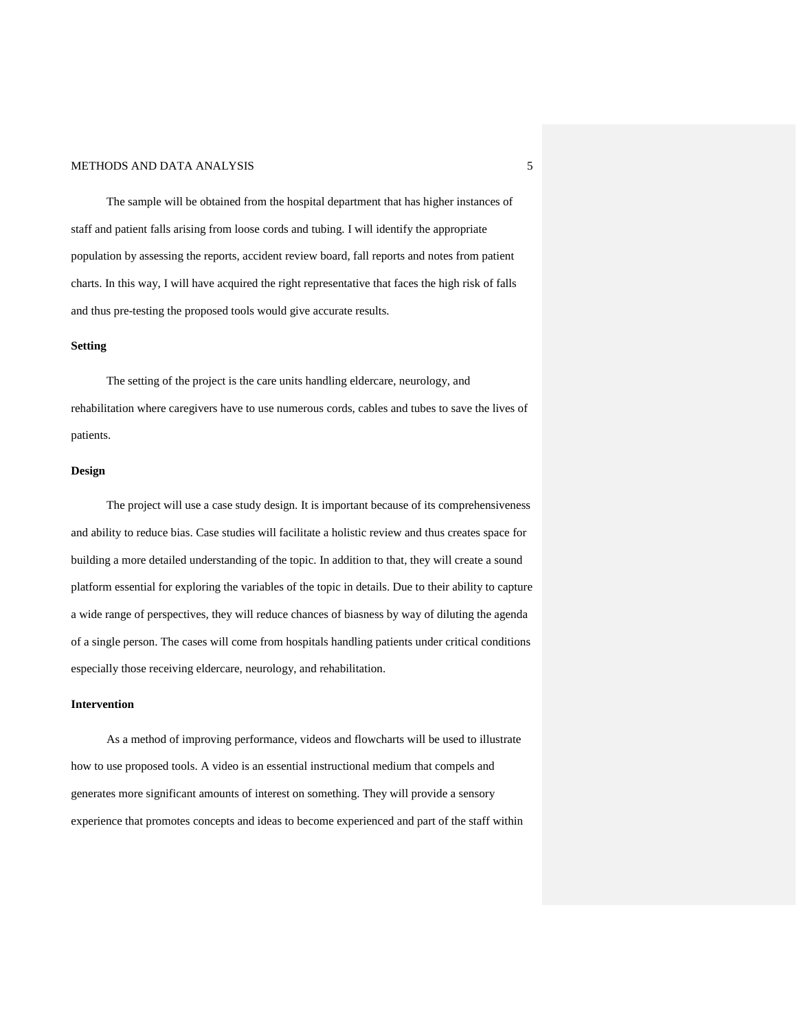The sample will be obtained from the hospital department that has higher instances of staff and patient falls arising from loose cords and tubing. I will identify the appropriate population by assessing the reports, accident review board, fall reports and notes from patient charts. In this way, I will have acquired the right representative that faces the high risk of falls and thus pre-testing the proposed tools would give accurate results.

**Setting**

The setting of the project is the care units handling eldercare, neurology, and rehabilitation where caregivers have to use numerous cords, cables and tubes to save the lives of patients.

**Design**

The project will use a case study design. It is important because of its comprehensiveness and ability to reduce bias. Case studies will facilitate a holistic review and thus creates space for building a more detailed understanding of the topic. In addition to that, they will create a sound platform essential for exploring the variables of the topic in details. Due to their ability to capture a wide range of perspectives, they will reduce chances of biasness by way of diluting the agenda of a single person. The cases will come from hospitals handling patients under critical conditions especially those receiving eldercare, neurology, and rehabilitation.

**Intervention**

As a method of improving performance, videos and flowcharts will be used to illustrate how to use proposed tools. A video is an essential instructional medium that compels and generates more significant amounts of interest on something. They will provide a sensory experience that promotes concepts and ideas to become experienced and part of the staff within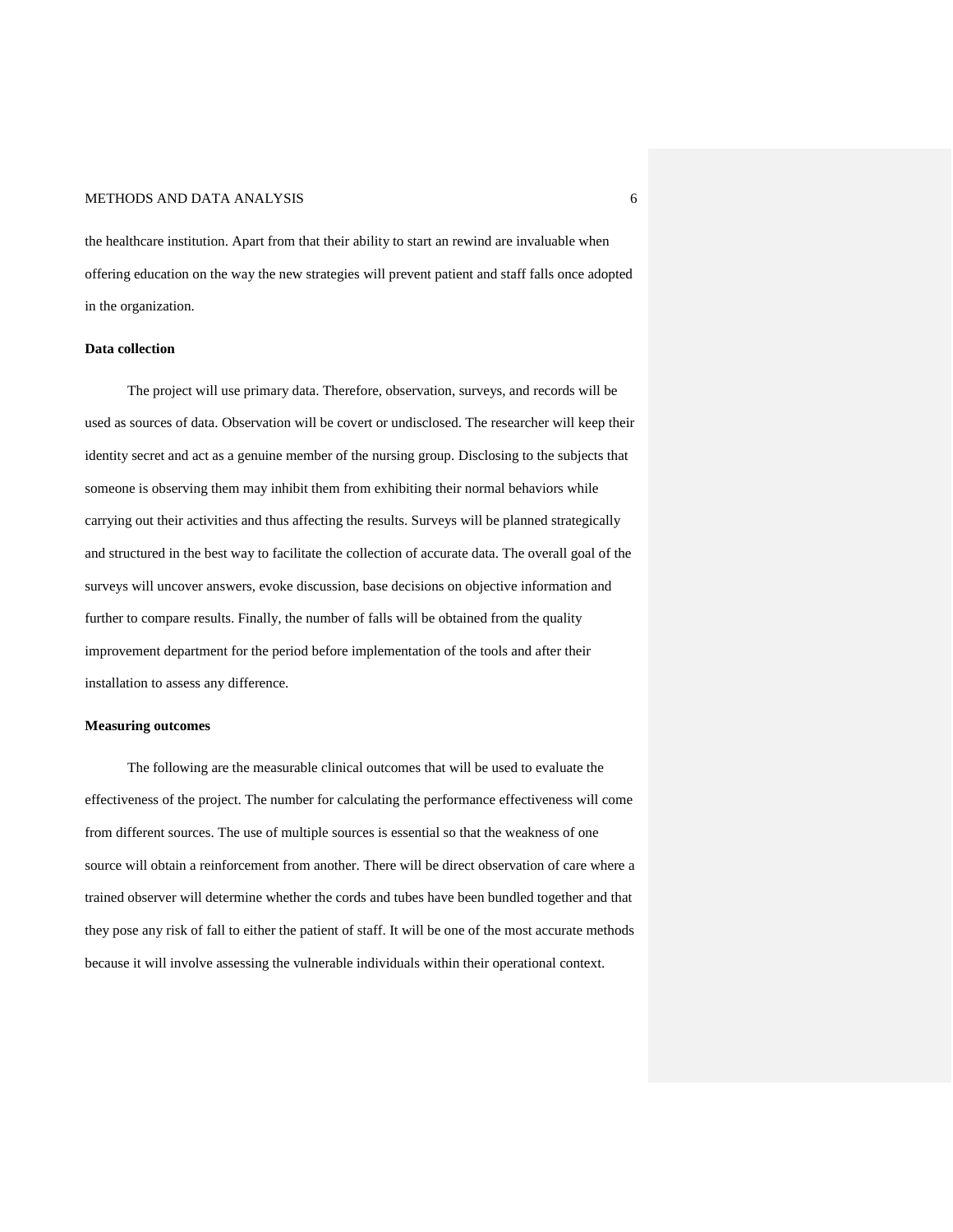the healthcare institution. Apart from that their ability to start an rewind are invaluable when offering education on the way the new strategies will prevent patient and staff falls once adopted in the organization.

**Data collection**

The project will use primary data. Therefore, observation, surveys, and records will be used as sources of data. Observation will be covert or undisclosed. The researcher will keep their identity secret and act as a genuine member of the nursing group. Disclosing to the subjects that someone is observing them may inhibit them from exhibiting their normal behaviors while carrying out their activities and thus affecting the results. Surveys will be planned strategically and structured in the best way to facilitate the collection of accurate data. The overall goal of the surveys will uncover answers, evoke discussion, base decisions on objective information and further to compare results. Finally, the number of falls will be obtained from the quality improvement department for the period before implementation of the tools and after their installation to assess any difference.

**Measuring outcomes**

The following are the measurable clinical outcomes that will be used to evaluate the effectiveness of the project. The number for calculating the performance effectiveness will come from different sources. The use of multiple sources is essential so that the weakness of one source will obtain a reinforcement from another. There will be direct observation of care where a trained observer will determine whether the cords and tubes have been bundled together and that they pose any risk of fall to either the patient of staff. It will be one of the most accurate methods because it will involve assessing the vulnerable individuals within their operational context.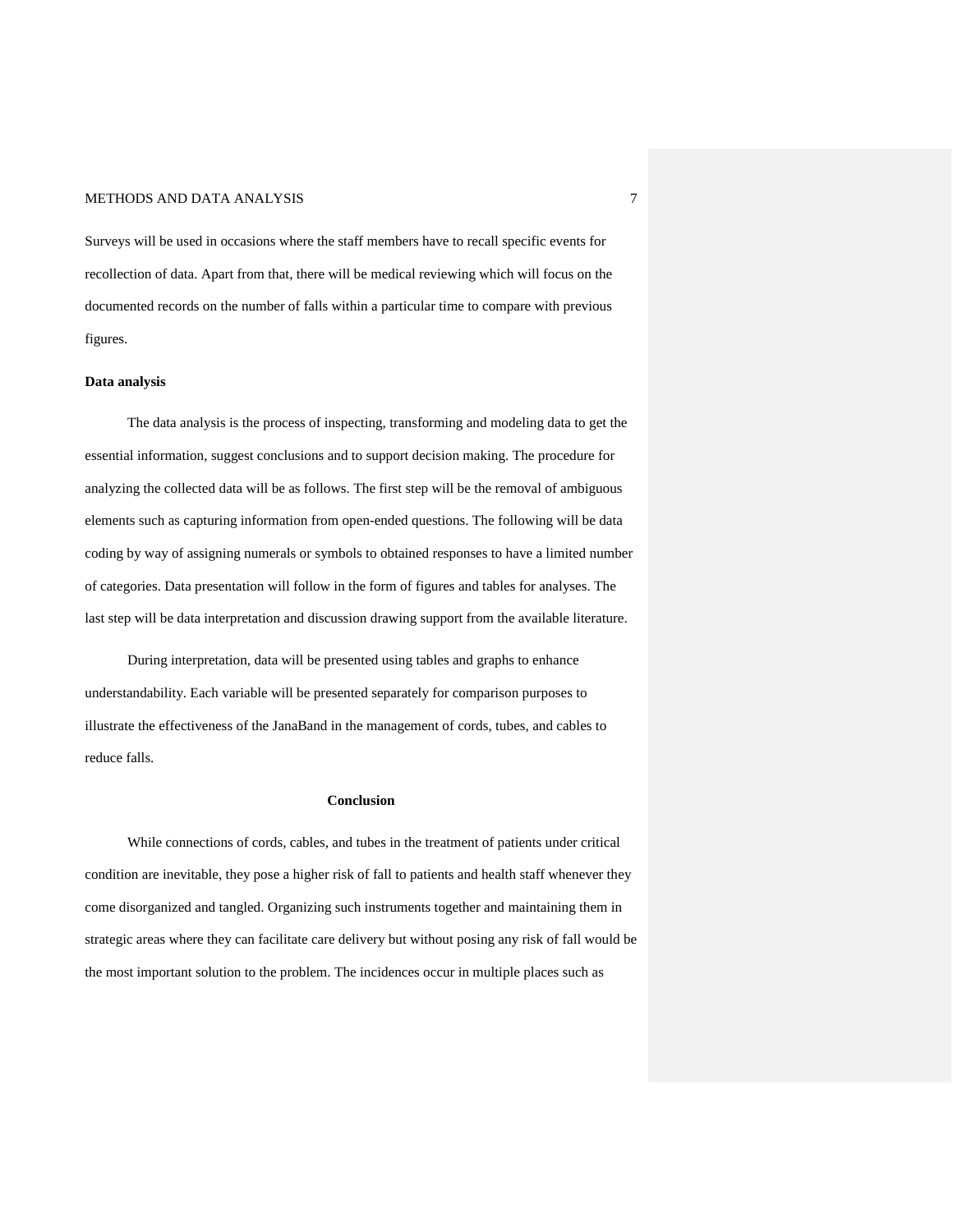Surveys will be used in occasions where the staff members have to recall specific events for recollection of data. Apart from that, there will be medical reviewing which will focus on the documented records on the number of falls within a particular time to compare with previous figures.

**Data analysis**

The data analysis is the process of inspecting, transforming and modeling data to get the essential information, suggest conclusions and to support decision making. The procedure for analyzing the collected data will be as follows. The first step will be the removal of ambiguous elements such as capturing information from open-ended questions. The following will be data coding by way of assigning numerals or symbols to obtained responses to have a limited number of categories. Data presentation will follow in the form of figures and tables for analyses. The last step will be data interpretation and discussion drawing support from the available literature.

During interpretation, data will be presented using tables and graphs to enhance understandability. Each variable will be presented separately for comparison purposes to illustrate the effectiveness of the JanaBand in the management of cords, tubes, and cables to reduce falls.

## Conclusion

While connections of cords, cables, and tubes in the treatment of patients under critical condition are inevitable, they pose a higher risk of fall to patients and health staff whenever they come disorganized and tangled. Organizing such instruments together and maintaining them in strategic areas where they can facilitate care delivery but without posing any risk of fall would be the most important solution to the problem. The incidences occur in multiple places such as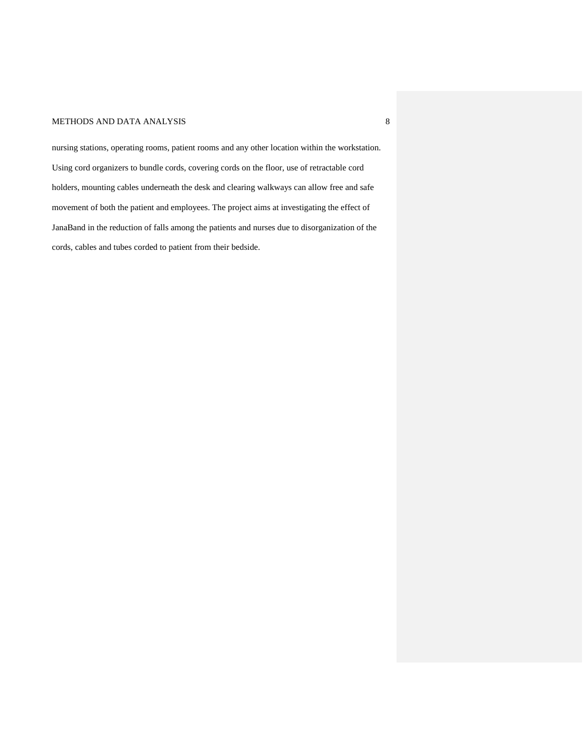nursing stations, operating rooms, patient rooms and any other location within the workstation. Using cord organizers to bundle cords, covering cords on the floor, use of retractable cord holders, mounting cables underneath the desk and clearing walkways can allow free and safe movement of both the patient and employees. The project aims at investigating the effect of JanaBand in the reduction of falls among the patients and nurses due to disorganization of the cords, cables and tubes corded to patient from their bedside.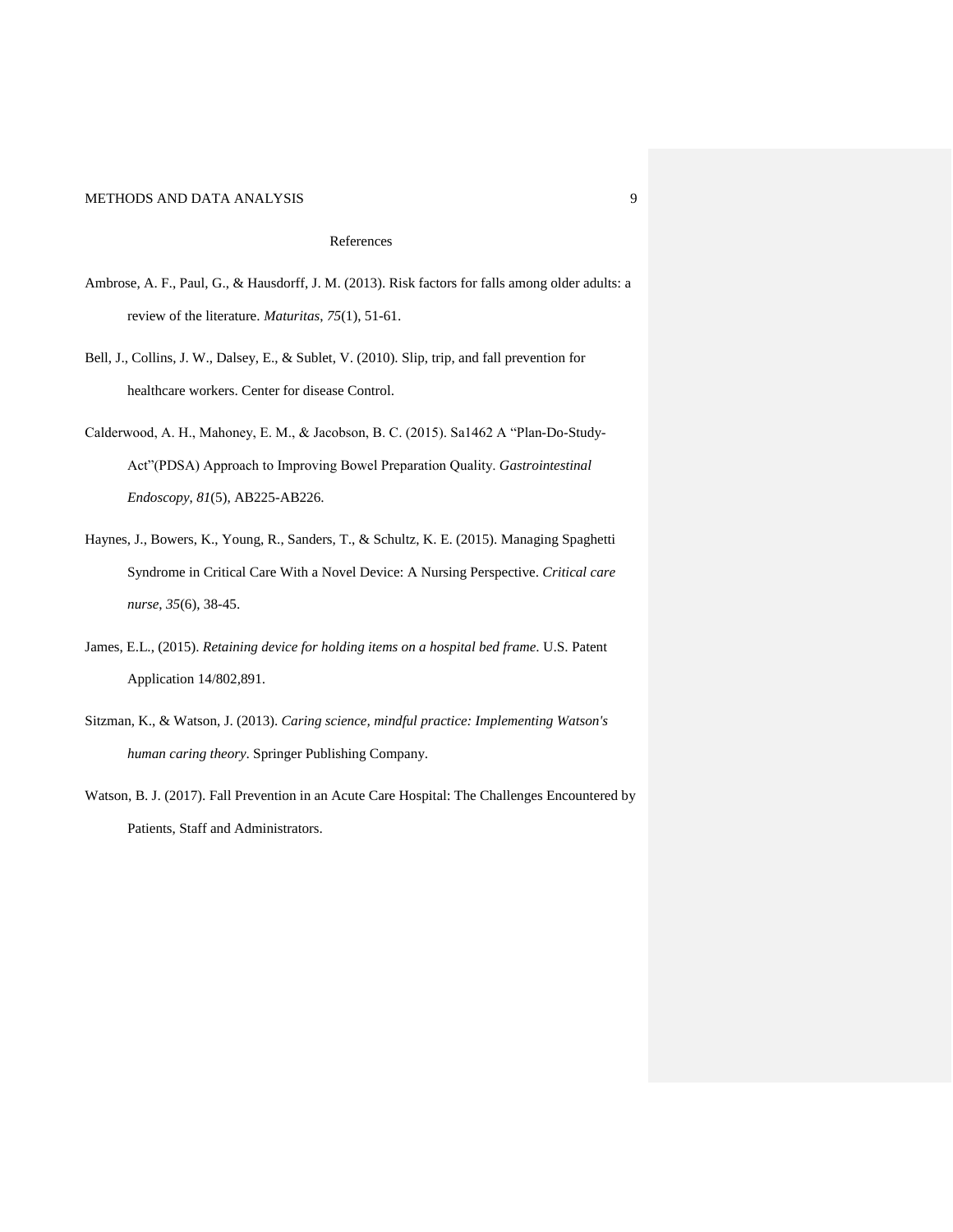# References

Ambrose, A. F., Paul, G., & Hausdorff, J. M. (2013). Risk factors for falls among older adults: a review of the literature. *Maturitas*, *75*(1), 51-61.

Bell, J., Collins, J. W., Dalsey, E., & Sublet, V. (2010). Slip, trip, and fall prevention for healthcare workers. Center for disease Control.

Calderwood, A. H., Mahoney, E. M., & Jacobson, B. C. (2015). Sa1462 A "Plan-Do-Study-Act"(PDSA) Approach to Improving Bowel Preparation Quality. *Gastrointestinal Endoscopy*, *81*(5), AB225-AB226.

Haynes, J., Bowers, K., Young, R., Sanders, T., & Schultz, K. E. (2015). Managing Spaghetti Syndrome in Critical Care With a Novel Device: A Nursing Perspective. *Critical care nurse*, *35*(6), 38-45.

James, E.L., (2015). *Retaining device for holding items on a hospital bed frame*. U.S. Patent Application 14/802,891.

Sitzman, K., & Watson, J. (2013). *Caring science, mindful practice: Implementing Watson's human caring theory*. Springer Publishing Company.

Watson, B. J. (2017). Fall Prevention in an Acute Care Hospital: The Challenges Encountered by Patients, Staff and Administrators.